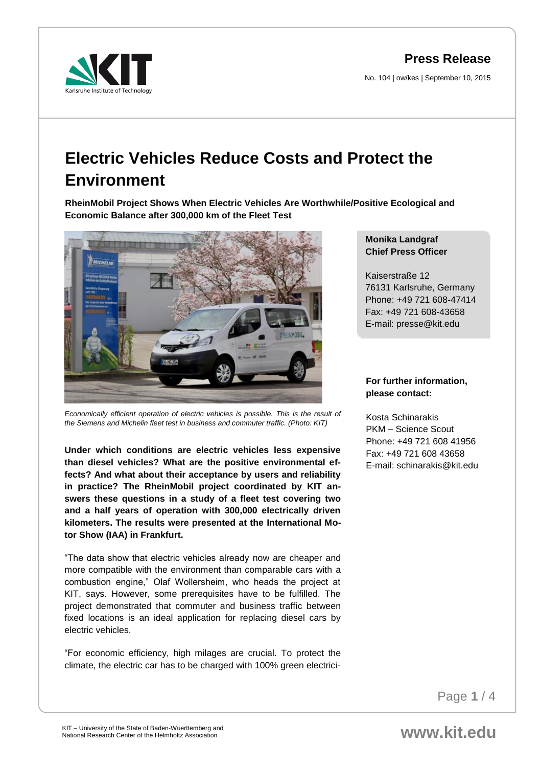**Press Release**

No. 104 | ow/kes | September 10, 2015

# Electric Vehicles Reduce Costs and Protect the Environment

**RheinMobil Project Shows When Electric Vehicles Are Worthwhile/Positive Ecological and Economic Balance after 300,000 km of the Fleet Test**

*Economically efficient operation of electric vehicles is possible. This is the result of the Siemens and Michelin fleet test in business and commuter traffic. (Photo: KIT)*

**Under which conditions are electric vehicles less expensive than diesel vehicles? What are the positive environmental effects? And what about their acceptance by users and reliability in practice? The RheinMobil project coordinated by KIT answers these questions in a study of a fleet test covering two and a half years of operation with 300,000 electrically driven kilometers. The results were presented at the International Motor Show (IAA) in Frankfurt.**

"The data show that electric vehicles already now are cheaper and more compatible with the environment than comparable cars with a combustion engine," Olaf Wollersheim, who heads the project at KIT, says. However, some prerequisites have to be fulfilled. The project demonstrated that commuter and business traffic between fixed locations is an ideal application for replacing diesel cars by electric vehicles.

"For economic efficiency, high milages are crucial. To protect the climate, the electric car has to be charged with 100% green electrici-

**Monika Landgraf**
**Chief Press Officer**

Kaiserstraße 12
76131 Karlsruhe, Germany
Phone: +49 721 608-47414
Fax: +49 721 608-43658
E-mail: presse@kit.edu

**For further information, please contact:**

Kosta Schinarakis
PKM – Science Scout
Phone: +49 721 608 41956
Fax: +49 721 608 43658
E-mail: schinarakis@kit.edu

KIT – University of the State of Baden-Wuerttemberg and National Research Center of the Helmholtz Association

www.kit.edu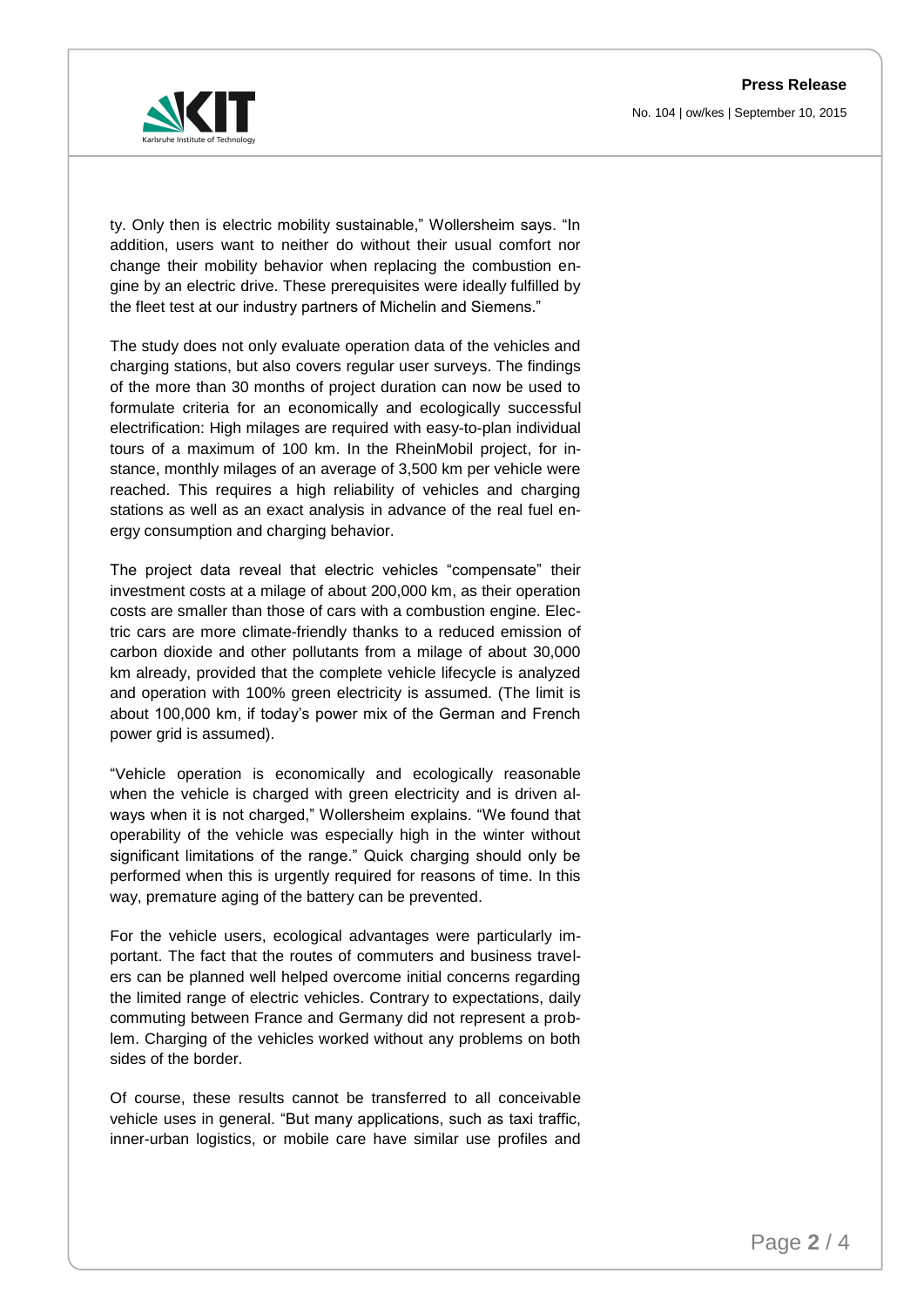ty. Only then is electric mobility sustainable," Wollersheim says. "In addition, users want to neither do without their usual comfort nor change their mobility behavior when replacing the combustion engine by an electric drive. These prerequisites were ideally fulfilled by the fleet test at our industry partners of Michelin and Siemens."

The study does not only evaluate operation data of the vehicles and charging stations, but also covers regular user surveys. The findings of the more than 30 months of project duration can now be used to formulate criteria for an economically and ecologically successful electrification: High milages are required with easy-to-plan individual tours of a maximum of 100 km. In the RheinMobil project, for instance, monthly milages of an average of 3,500 km per vehicle were reached. This requires a high reliability of vehicles and charging stations as well as an exact analysis in advance of the real fuel energy consumption and charging behavior.

The project data reveal that electric vehicles "compensate" their investment costs at a milage of about 200,000 km, as their operation costs are smaller than those of cars with a combustion engine. Electric cars are more climate-friendly thanks to a reduced emission of carbon dioxide and other pollutants from a milage of about 30,000 km already, provided that the complete vehicle lifecycle is analyzed and operation with 100% green electricity is assumed. (The limit is about 100,000 km, if today's power mix of the German and French power grid is assumed).

"Vehicle operation is economically and ecologically reasonable when the vehicle is charged with green electricity and is driven always when it is not charged," Wollersheim explains. "We found that operability of the vehicle was especially high in the winter without significant limitations of the range." Quick charging should only be performed when this is urgently required for reasons of time. In this way, premature aging of the battery can be prevented.

For the vehicle users, ecological advantages were particularly important. The fact that the routes of commuters and business travelers can be planned well helped overcome initial concerns regarding the limited range of electric vehicles. Contrary to expectations, daily commuting between France and Germany did not represent a problem. Charging of the vehicles worked without any problems on both sides of the border.

Of course, these results cannot be transferred to all conceivable vehicle uses in general. "But many applications, such as taxi traffic, inner-urban logistics, or mobile care have similar use profiles and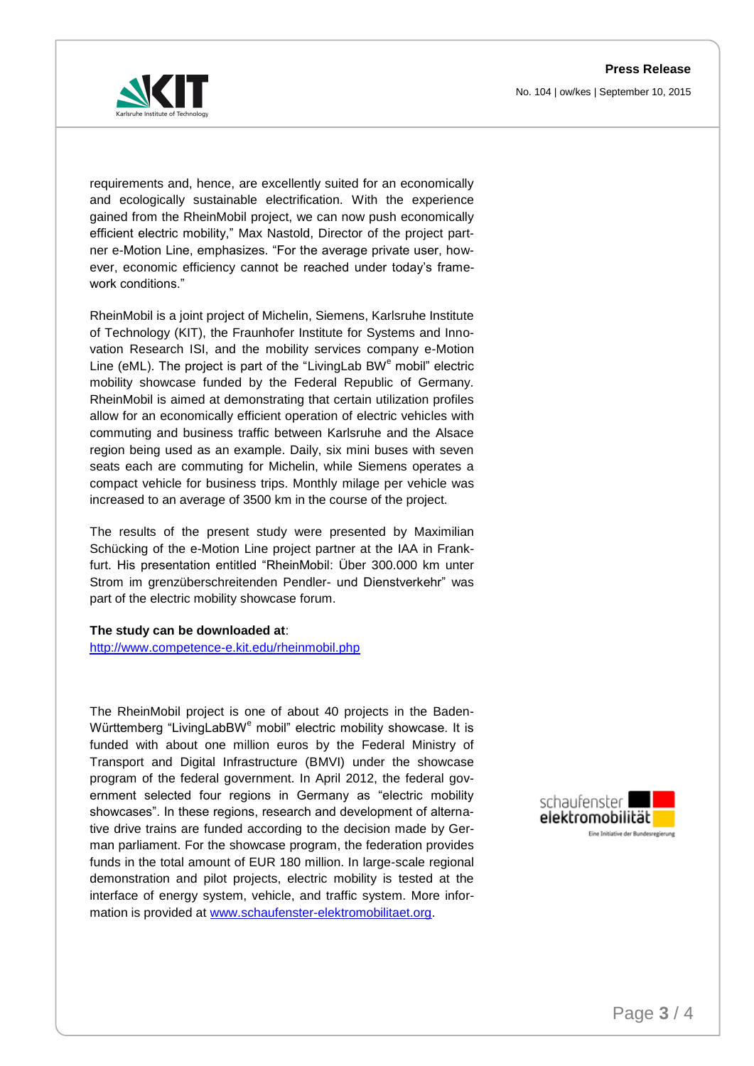requirements and, hence, are excellently suited for an economically and ecologically sustainable electrification. With the experience gained from the RheinMobil project, we can now push economically efficient electric mobility," Max Nastold, Director of the project partner e-Motion Line, emphasizes. "For the average private user, however, economic efficiency cannot be reached under today's framework conditions."

RheinMobil is a joint project of Michelin, Siemens, Karlsruhe Institute of Technology (KIT), the Fraunhofer Institute for Systems and Innovation Research ISI, and the mobility services company e-Motion Line (eML). The project is part of the "LivingLab BW$^e$ mobil" electric mobility showcase funded by the Federal Republic of Germany. RheinMobil is aimed at demonstrating that certain utilization profiles allow for an economically efficient operation of electric vehicles with commuting and business traffic between Karlsruhe and the Alsace region being used as an example. Daily, six mini buses with seven seats each are commuting for Michelin, while Siemens operates a compact vehicle for business trips. Monthly milage per vehicle was increased to an average of 3500 km in the course of the project.

The results of the present study were presented by Maximilian Schücking of the e-Motion Line project partner at the IAA in Frankfurt. His presentation entitled "RheinMobil: Über 300.000 km unter Strom im grenzüberschreitenden Pendler- und Dienstverkehr" was part of the electric mobility showcase forum.

**The study can be downloaded at**:
[http://www.competence-e.kit.edu/rheinmobil.php](http://www.competence-e.kit.edu/rheinmobil.php)

The RheinMobil project is one of about 40 projects in the Baden-Württemberg "LivingLabBW$^e$ mobil" electric mobility showcase. It is funded with about one million euros by the Federal Ministry of Transport and Digital Infrastructure (BMVI) under the showcase program of the federal government. In April 2012, the federal government selected four regions in Germany as "electric mobility showcases". In these regions, research and development of alternative drive trains are funded according to the decision made by German parliament. For the showcase program, the federation provides funds in the total amount of EUR 180 million. In large-scale regional demonstration and pilot projects, electric mobility is tested at the interface of energy system, vehicle, and traffic system. More information is provided at [www.schaufenster-elektromobilitaet.org](www.schaufenster-elektromobilitaet.org).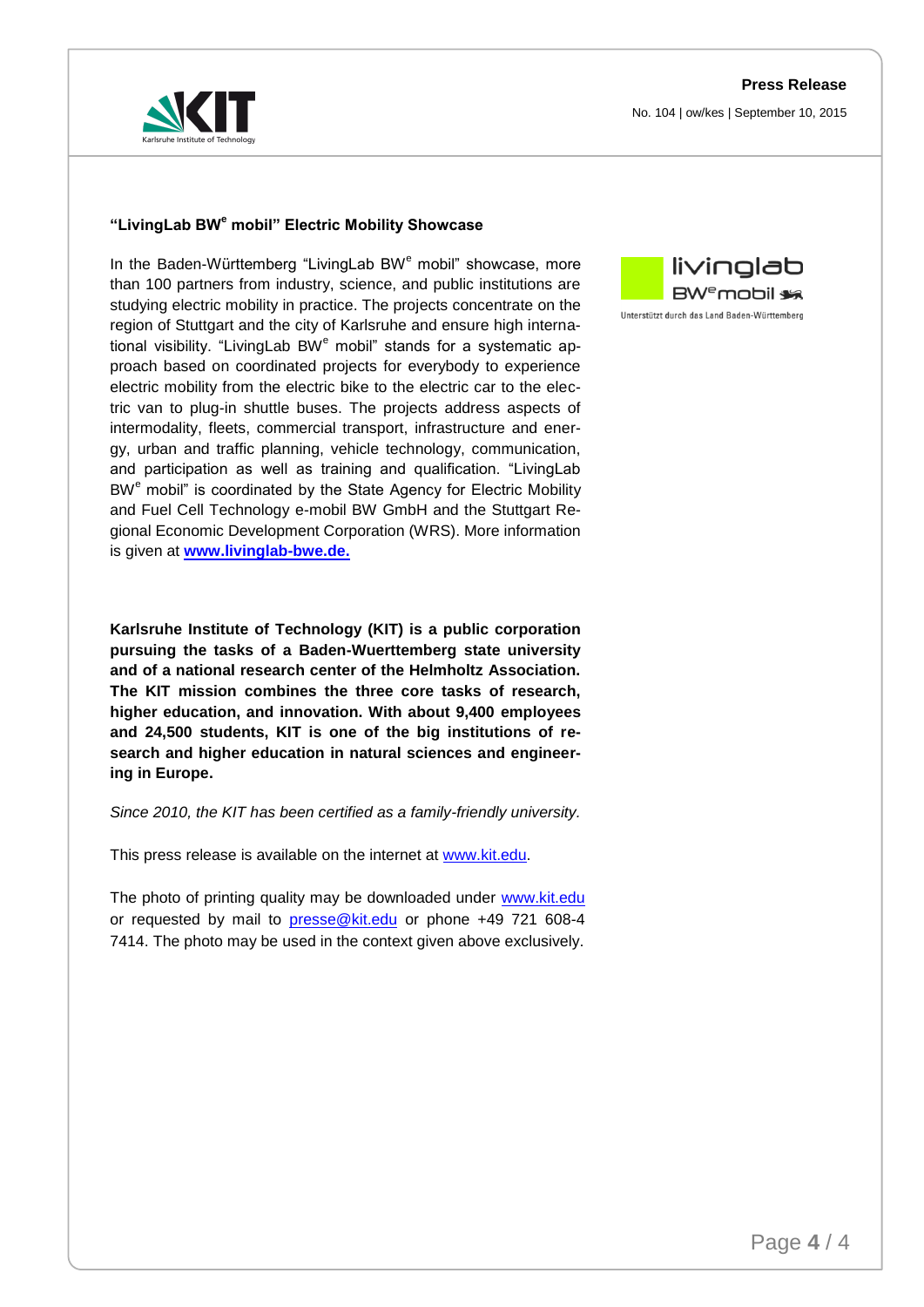**“LivingLab BW$^{e}$ mobil” Electric Mobility Showcase**

In the Baden-Württemberg “LivingLab BW$^{e}$ mobil” showcase, more than 100 partners from industry, science, and public institutions are studying electric mobility in practice. The projects concentrate on the region of Stuttgart and the city of Karlsruhe and ensure high international visibility. “LivingLab BW$^{e}$ mobil” stands for a systematic approach based on coordinated projects for everybody to experience electric mobility from the electric bike to the electric car to the electric van to plug-in shuttle buses. The projects address aspects of intermodality, fleets, commercial transport, infrastructure and energy, urban and traffic planning, vehicle technology, communication, and participation as well as training and qualification. “LivingLab BW$^{e}$ mobil” is coordinated by the State Agency for Electric Mobility and Fuel Cell Technology e-mobil BW GmbH and the Stuttgart Regional Economic Development Corporation (WRS). More information is given at **www.livinglab-bwe.de.**

**Karlsruhe Institute of Technology (KIT) is a public corporation pursuing the tasks of a Baden-Wuerttemberg state university and of a national research center of the Helmholtz Association. The KIT mission combines the three core tasks of research, higher education, and innovation. With about 9,400 employees and 24,500 students, KIT is one of the big institutions of research and higher education in natural sciences and engineering in Europe.**

*Since 2010, the KIT has been certified as a family-friendly university.*

This press release is available on the internet at www.kit.edu.

The photo of printing quality may be downloaded under www.kit.edu or requested by mail to presse@kit.edu or phone +49 721 608-4 7414. The photo may be used in the context given above exclusively.